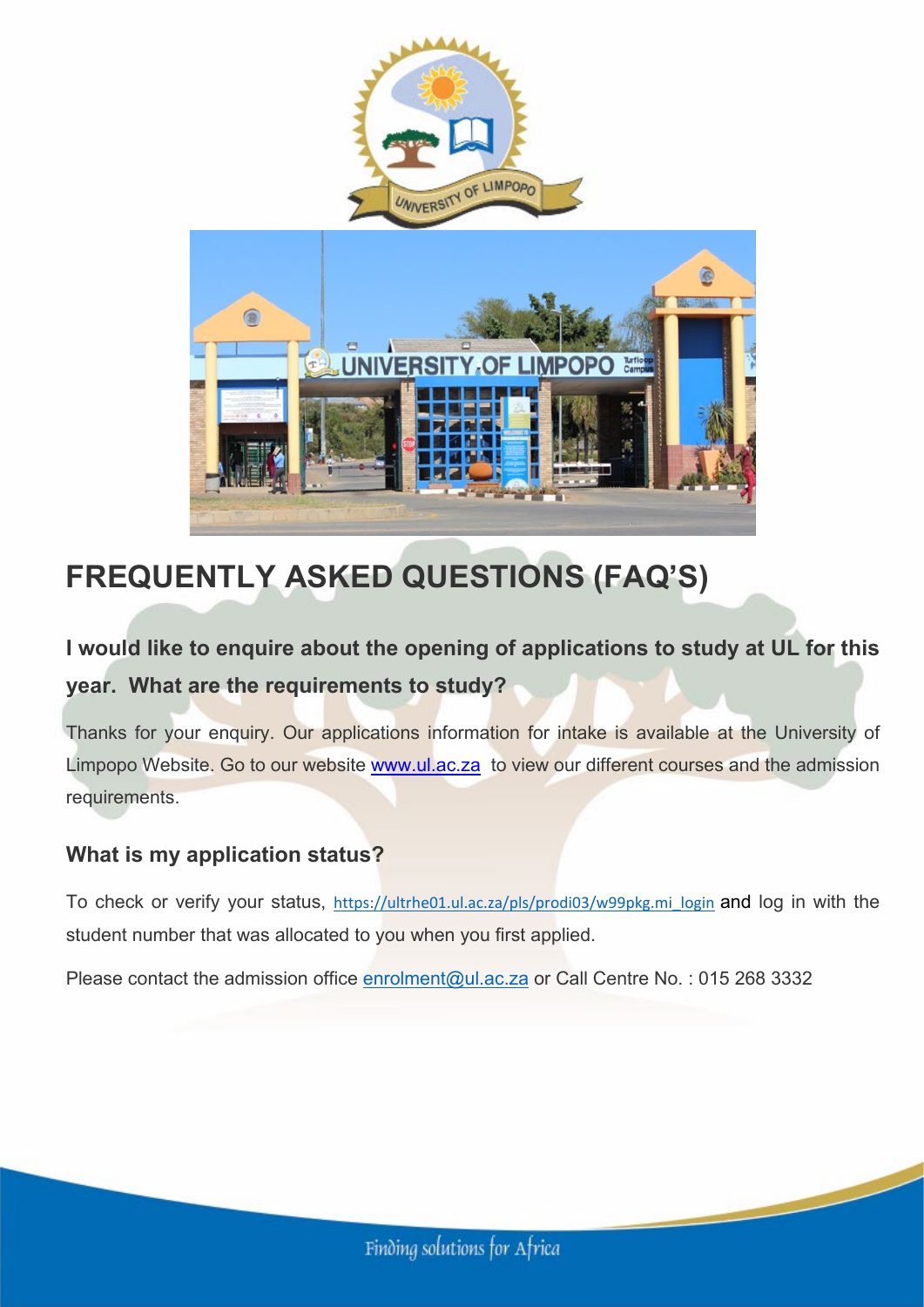# FREQUENTLY ASKED QUESTIONS (FAQ'S)

### I would like to enquire about the opening of applications to study at UL for this year. What are the requirements to study?

Thanks for your enquiry. Our applications information for intake is available at the University of Limpopo Website. Go to our website [www.ul.ac.za](http://www.ul.ac.za) to view our different courses and the admission requirements.

### What is my application status?

To check or verify your status, https://ultrhe01.ul.ac.za/pls/prodi03/w99pkg.mi_login and log in with the student number that was allocated to you when you first applied.

Please contact the admission office enrolment@ul.ac.za or Call Centre No. : 015 268 3332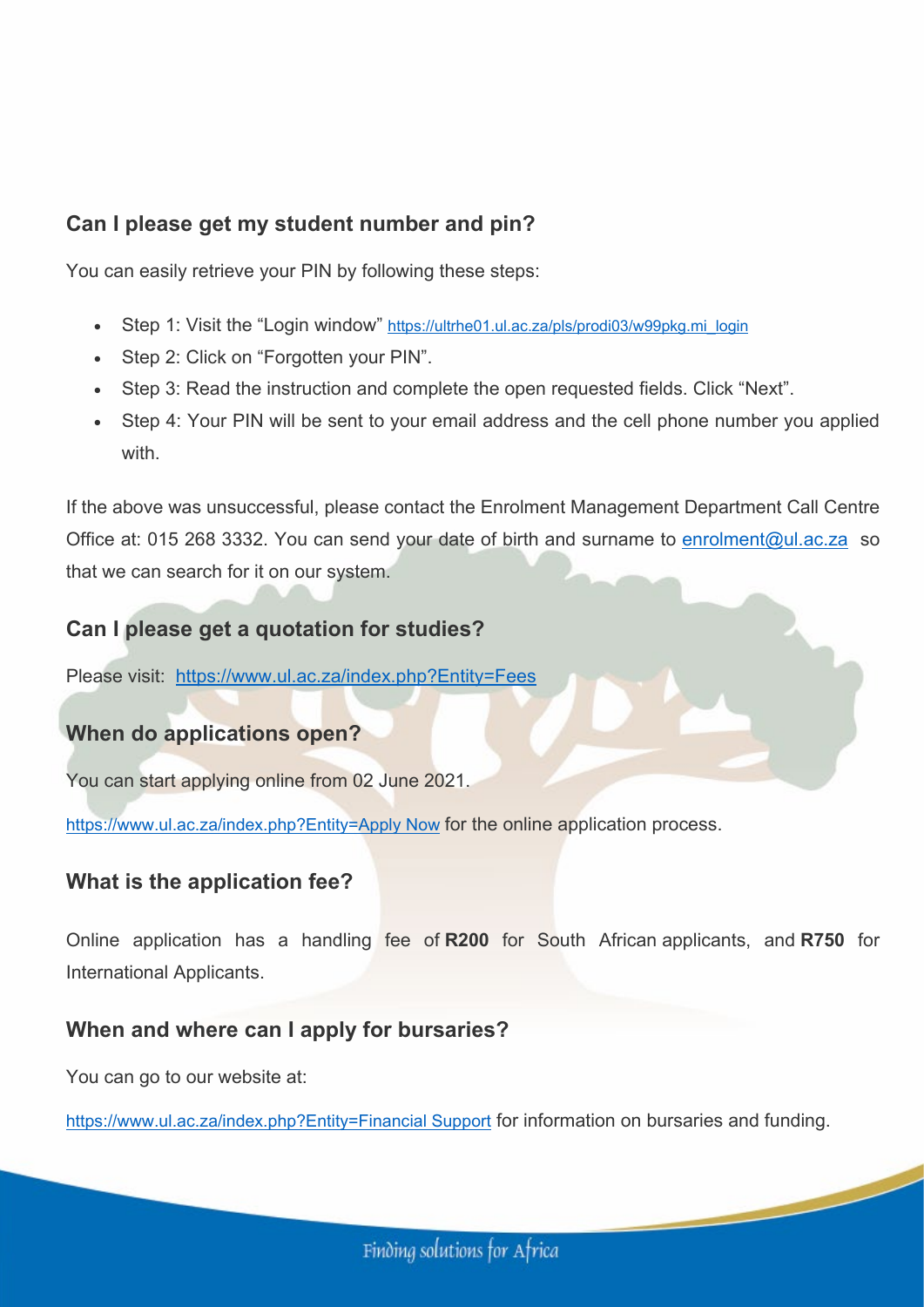## Can I please get my student number and pin?

You can easily retrieve your PIN by following these steps:

- Step 1: Visit the "Login window" https://ultrhe01.ul.ac.za/pls/prodi03/w99pkg.mi_login
- Step 2: Click on "Forgotten your PIN".
- Step 3: Read the instruction and complete the open requested fields. Click "Next".
- Step 4: Your PIN will be sent to your email address and the cell phone number you applied with.

If the above was unsuccessful, please contact the Enrolment Management Department Call Centre Office at: 015 268 3332. You can send your date of birth and surname to enrolment@ul.ac.za so that we can search for it on our system.

## Can I please get a quotation for studies?

Please visit: https://www.ul.ac.za/index.php?Entity=Fees

## When do applications open?

You can start applying online from 02 June 2021.

https://www.ul.ac.za/index.php?Entity=Apply Now for the online application process.

## What is the application fee?

Online application has a handling fee of **R200** for South African applicants, and **R750** for International Applicants.

## When and where can I apply for bursaries?

You can go to our website at:

https://www.ul.ac.za/index.php?Entity=Financial Support for information on bursaries and funding.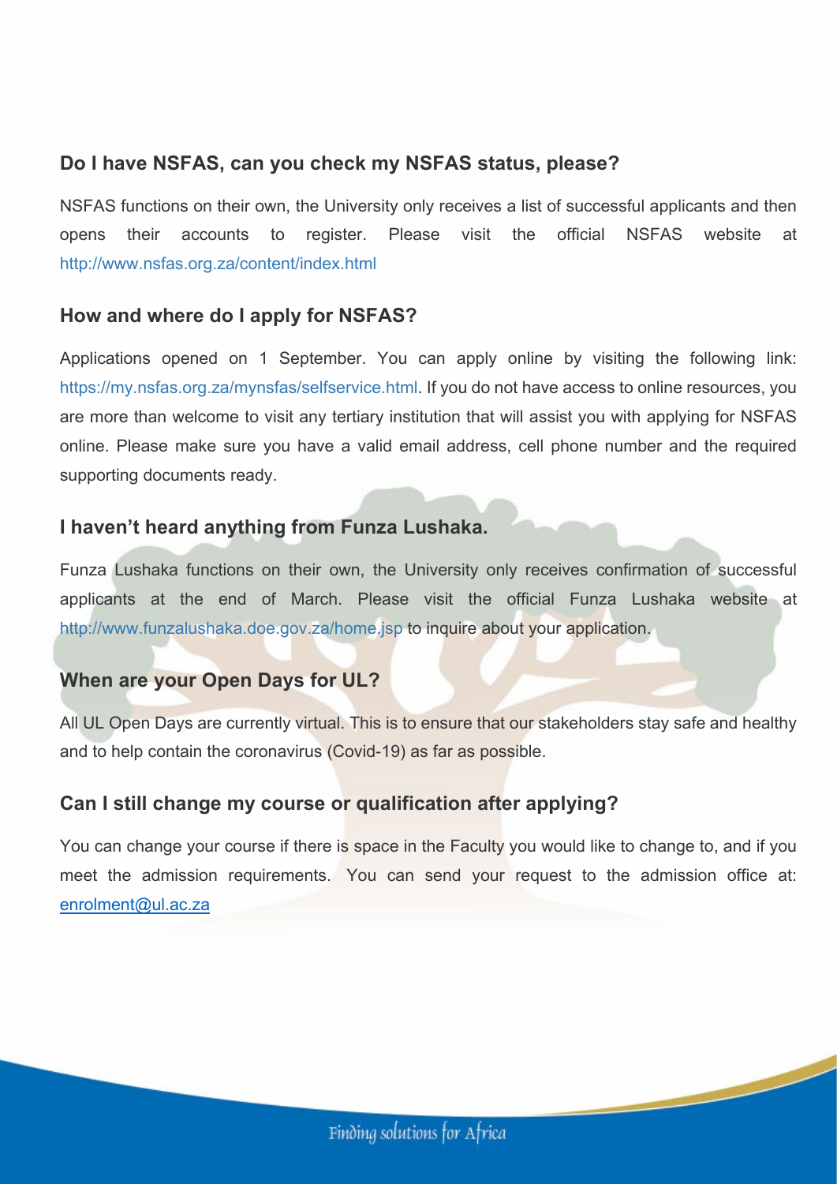### Do I have NSFAS, can you check my NSFAS status, please?

NSFAS functions on their own, the University only receives a list of successful applicants and then opens their accounts to register. Please visit the official NSFAS website at http://www.nsfas.org.za/content/index.html

### How and where do I apply for NSFAS?

Applications opened on 1 September. You can apply online by visiting the following link: https://my.nsfas.org.za/mynsfas/selfservice.html. If you do not have access to online resources, you are more than welcome to visit any tertiary institution that will assist you with applying for NSFAS online. Please make sure you have a valid email address, cell phone number and the required supporting documents ready.

### I haven't heard anything from Funza Lushaka.

Funza Lushaka functions on their own, the University only receives confirmation of successful applicants at the end of March. Please visit the official Funza Lushaka website at http://www.funzalushaka.doe.gov.za/home.jsp to inquire about your application.

### When are your Open Days for UL?

All UL Open Days are currently virtual. This is to ensure that our stakeholders stay safe and healthy and to help contain the coronavirus (Covid-19) as far as possible.

### Can I still change my course or qualification after applying?

You can change your course if there is space in the Faculty you would like to change to, and if you meet the admission requirements. You can send your request to the admission office at: enrolment@ul.ac.za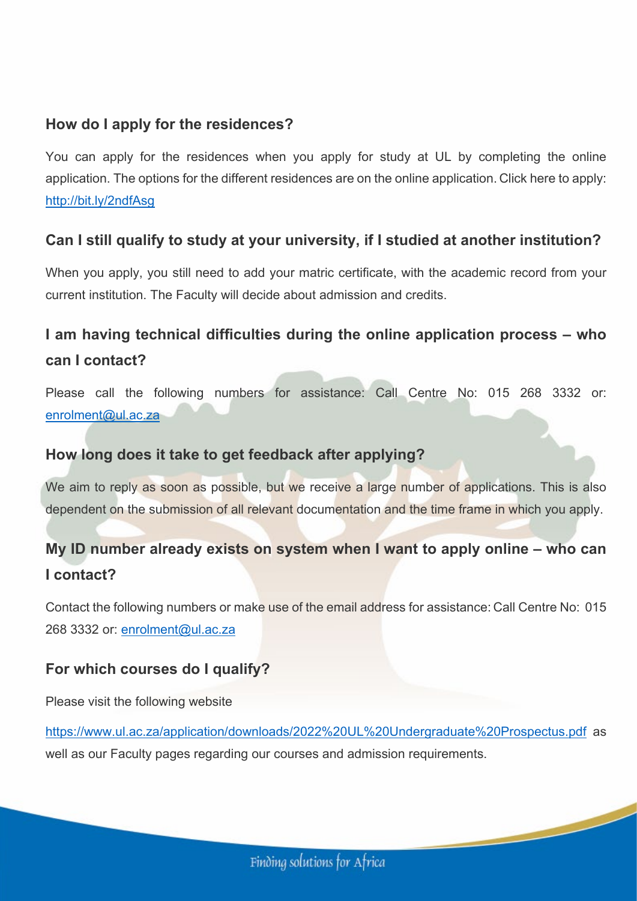### How do I apply for the residences?

You can apply for the residences when you apply for study at UL by completing the online application. The options for the different residences are on the online application. Click here to apply: http://bit.ly/2ndfAsg

### Can I still qualify to study at your university, if I studied at another institution?

When you apply, you still need to add your matric certificate, with the academic record from your current institution. The Faculty will decide about admission and credits.

### I am having technical difficulties during the online application process – who can I contact?

Please call the following numbers for assistance: Call Centre No: 015 268 3332 or: enrolment@ul.ac.za

### How long does it take to get feedback after applying?

We aim to reply as soon as possible, but we receive a large number of applications. This is also dependent on the submission of all relevant documentation and the time frame in which you apply.

### My ID number already exists on system when I want to apply online – who can I contact?

Contact the following numbers or make use of the email address for assistance: Call Centre No: 015 268 3332 or: enrolment@ul.ac.za

### For which courses do I qualify?

Please visit the following website

https://www.ul.ac.za/application/downloads/2022%20UL%20Undergraduate%20Prospectus.pdf as well as our Faculty pages regarding our courses and admission requirements.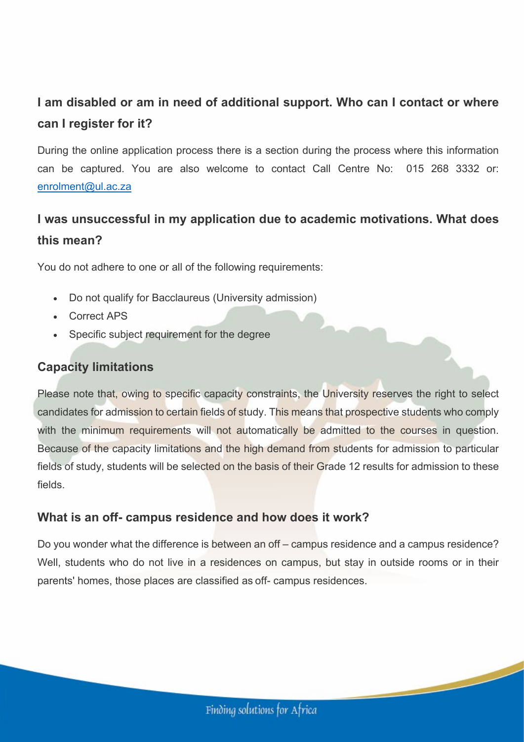## I am disabled or am in need of additional support. Who can I contact or where can I register for it?

During the online application process there is a section during the process where this information can be captured. You are also welcome to contact Call Centre No: 015 268 3332 or: enrolment@ul.ac.za

## I was unsuccessful in my application due to academic motivations. What does this mean?

You do not adhere to one or all of the following requirements:

- Do not qualify for Bacclaureus (University admission)
- Correct APS
- Specific subject requirement for the degree

### Capacity limitations

Please note that, owing to specific capacity constraints, the University reserves the right to select candidates for admission to certain fields of study. This means that prospective students who comply with the minimum requirements will not automatically be admitted to the courses in question. Because of the capacity limitations and the high demand from students for admission to particular fields of study, students will be selected on the basis of their Grade 12 results for admission to these fields.

### What is an off- campus residence and how does it work?

Do you wonder what the difference is between an off – campus residence and a campus residence? Well, students who do not live in a residences on campus, but stay in outside rooms or in their parents' homes, those places are classified as off- campus residences.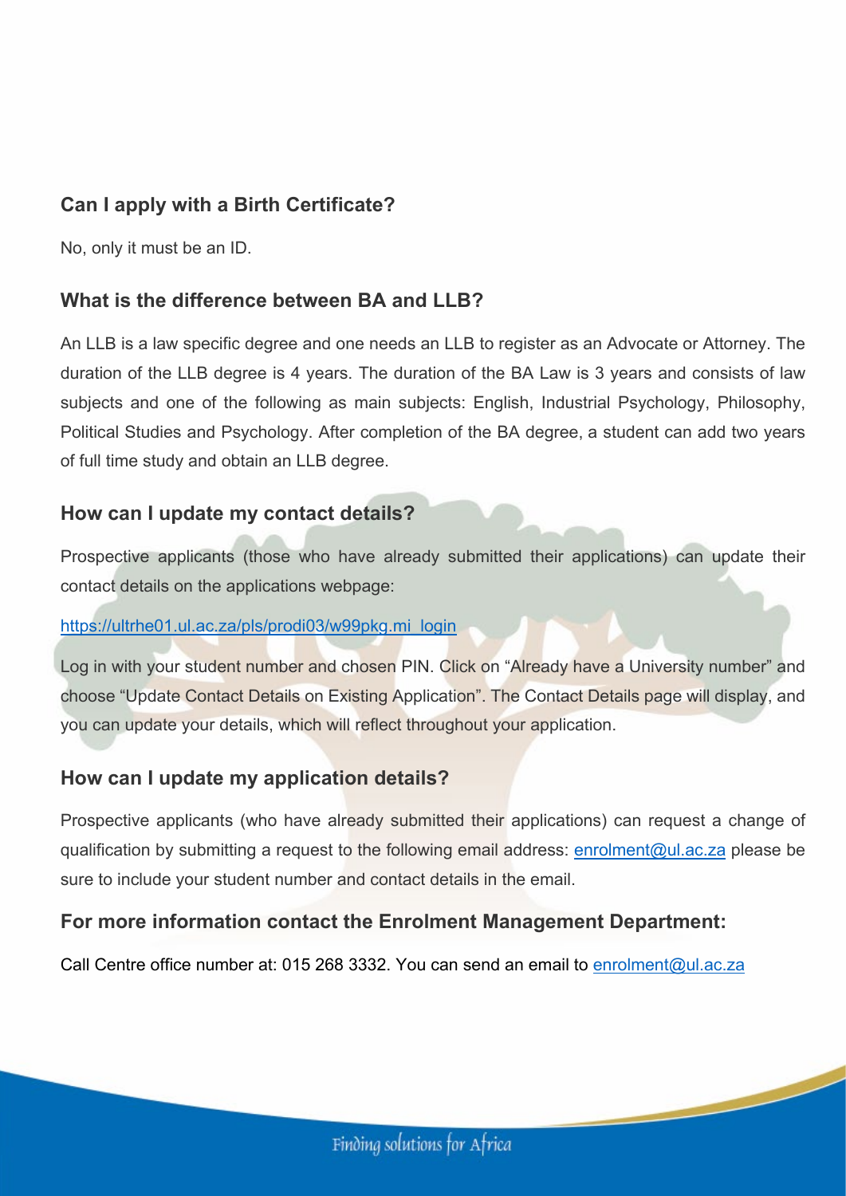## Can I apply with a Birth Certificate?

No, only it must be an ID.

## What is the difference between BA and LLB?

An LLB is a law specific degree and one needs an LLB to register as an Advocate or Attorney. The duration of the LLB degree is 4 years. The duration of the BA Law is 3 years and consists of law subjects and one of the following as main subjects: English, Industrial Psychology, Philosophy, Political Studies and Psychology. After completion of the BA degree, a student can add two years of full time study and obtain an LLB degree.

## How can I update my contact details?

Prospective applicants (those who have already submitted their applications) can update their contact details on the applications webpage:

https://ultrhe01.ul.ac.za/pls/prodi03/w99pkg.mi_login

Log in with your student number and chosen PIN. Click on "Already have a University number" and choose "Update Contact Details on Existing Application". The Contact Details page will display, and you can update your details, which will reflect throughout your application.

## How can I update my application details?

Prospective applicants (who have already submitted their applications) can request a change of qualification by submitting a request to the following email address: enrolment@ul.ac.za please be sure to include your student number and contact details in the email.

## For more information contact the Enrolment Management Department:

Call Centre office number at: 015 268 3332. You can send an email to enrolment@ul.ac.za

Finding solutions for Africa